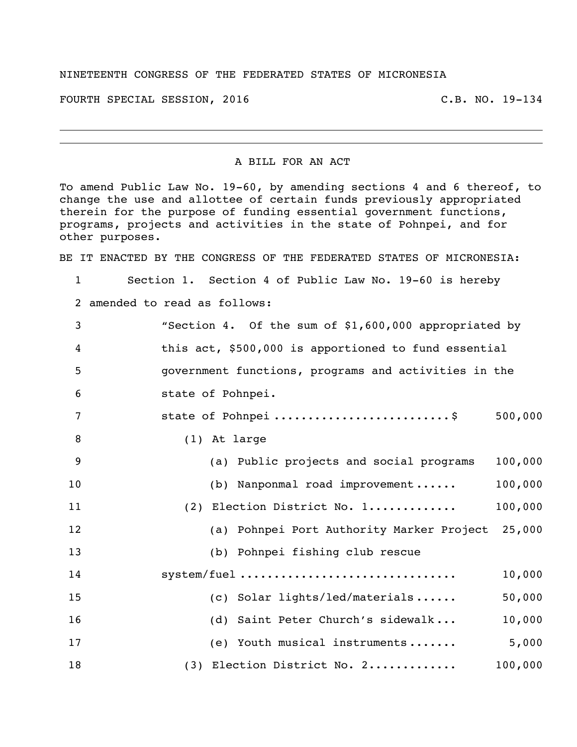NINETEENTH CONGRESS OF THE FEDERATED STATES OF MICRONESIA

FOURTH SPECIAL SESSION, 2016 C.B. NO. 19-134

---

A BILL FOR AN ACT

To amend Public Law No. 19-60, by amending sections 4 and 6 thereof, to change the use and allottee of certain funds previously appropriated therein for the purpose of funding essential government functions, programs, projects and activities in the state of Pohnpei, and for other purposes.

BE IT ENACTED BY THE CONGRESS OF THE FEDERATED STATES OF MICRONESIA:

1 Section 1. Section 4 of Public Law No. 19-60 is hereby
2 amended to read as follows:

3 "Section 4. Of the sum of $1,600,000 appropriated by
4 this act, $500,000 is apportioned to fund essential
5 government functions, programs and activities in the
6 state of Pohnpei.

7 state of Pohnpei ........................$ 500,000
8 (1) At large
9 (a) Public projects and social programs 100,000
10 (b) Nanponmal road improvement...... 100,000
11 (2) Election District No. 1............ 100,000
12 (a) Pohnpei Port Authority Marker Project 25,000
13 (b) Pohnpei fishing club rescue
14 system/fuel .............................. 10,000
15 (c) Solar lights/led/materials...... 50,000
16 (d) Saint Peter Church's sidewalk... 10,000
17 (e) Youth musical instruments....... 5,000
18 (3) Election District No. 2............ 100,000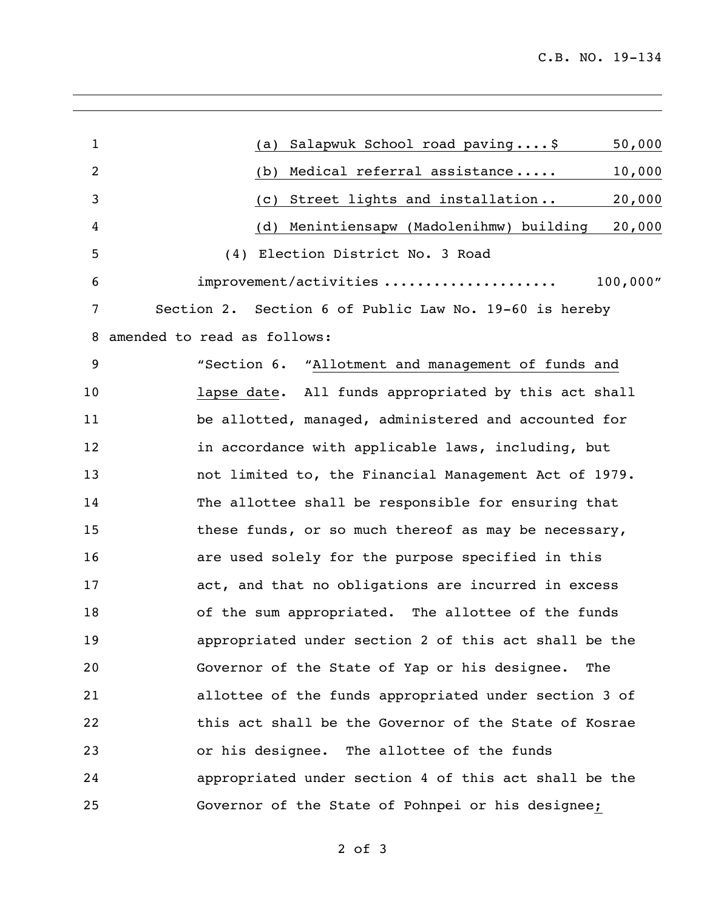(a) Salapwuk School road paving....$ 50,000

(b) Medical referral assistance..... 10,000

(c) Street lights and installation.. 20,000

(d) Menintiensapw (Madolenihmw) building 20,000

(4) Election District No. 3 Road improvement/activities .................... 100,000"

Section 2. Section 6 of Public Law No. 19-60 is hereby amended to read as follows:

"Section 6. "Allotment and management of funds and lapse date. All funds appropriated by this act shall be allotted, managed, administered and accounted for in accordance with applicable laws, including, but not limited to, the Financial Management Act of 1979. The allottee shall be responsible for ensuring that these funds, or so much thereof as may be necessary, are used solely for the purpose specified in this act, and that no obligations are incurred in excess of the sum appropriated. The allottee of the funds appropriated under section 2 of this act shall be the Governor of the State of Yap or his designee. The allottee of the funds appropriated under section 3 of this act shall be the Governor of the State of Kosrae or his designee. The allottee of the funds appropriated under section 4 of this act shall be the Governor of the State of Pohnpei or his designee;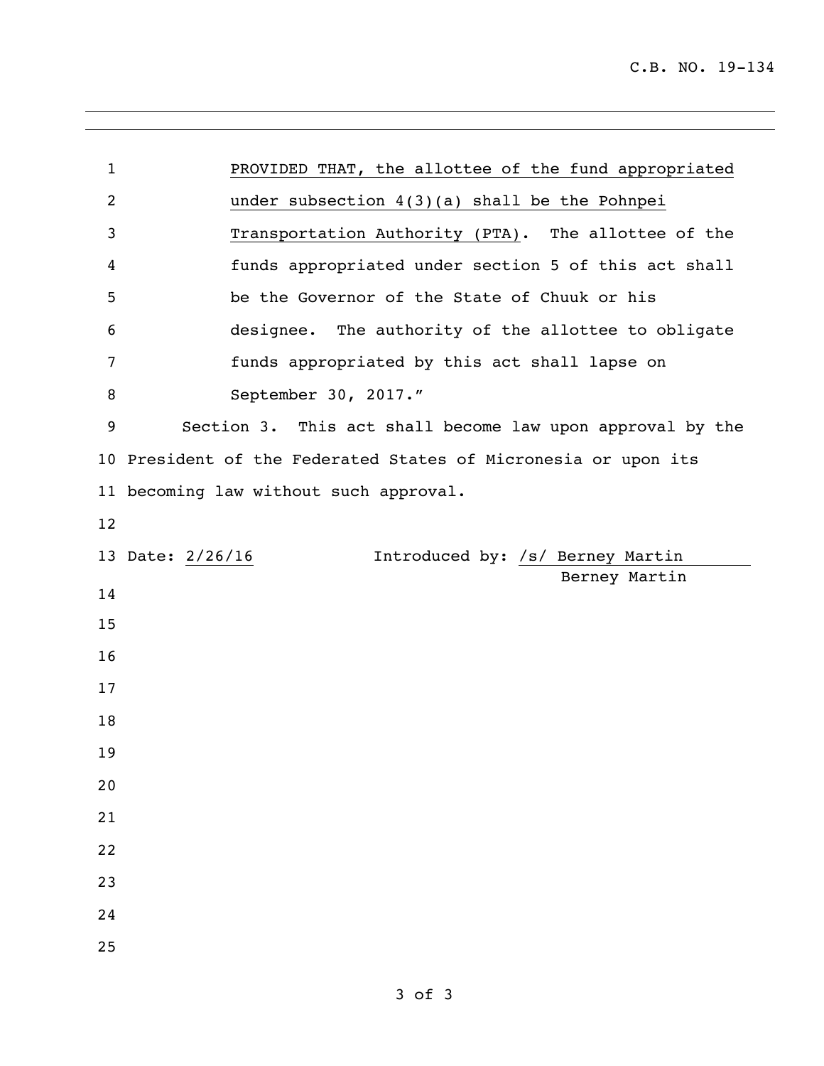PROVIDED THAT, the allottee of the fund appropriated under subsection 4(3)(a) shall be the Pohnpei Transportation Authority (PTA). The allottee of the funds appropriated under section 5 of this act shall be the Governor of the State of Chuuk or his designee. The authority of the allottee to obligate funds appropriated by this act shall lapse on September 30, 2017."

Section 3. This act shall become law upon approval by the President of the Federated States of Micronesia or upon its becoming law without such approval.

Date: 2/26/16

Introduced by: /s/ Berney Martin
Berney Martin